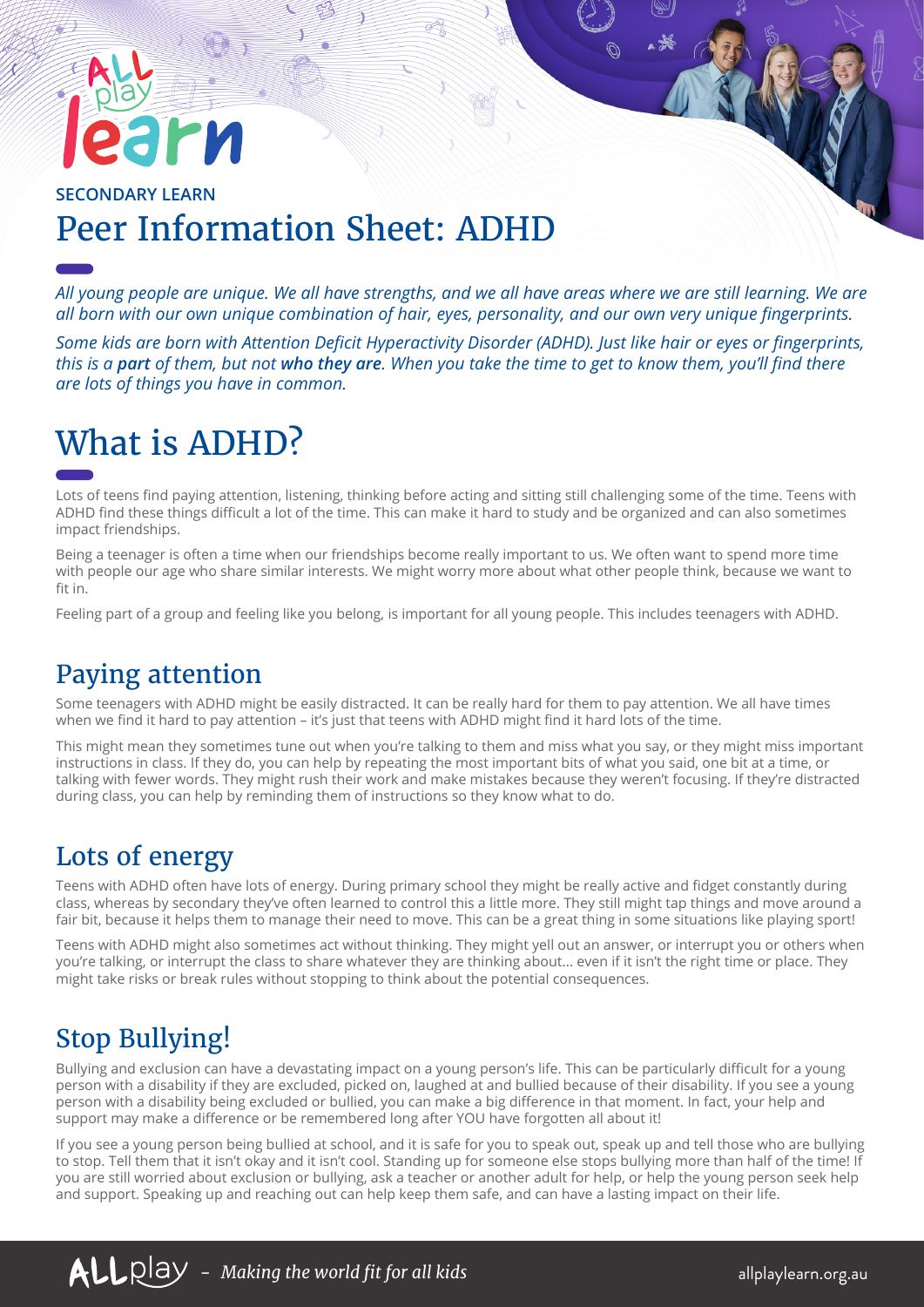SECONDARY LEARN

# Peer Information Sheet: ADHD

*All young people are unique. We all have strengths, and we all have areas where we are still learning. We are all born with our own unique combination of hair, eyes, personality, and our own very unique fingerprints.*

*Some kids are born with Attention Deficit Hyperactivity Disorder (ADHD). Just like hair or eyes or fingerprints, this is a **part** of them, but not **who they are**. When you take the time to get to know them, you'll find there are lots of things you have in common.*

# What is ADHD?

Lots of teens find paying attention, listening, thinking before acting and sitting still challenging some of the time. Teens with ADHD find these things difficult a lot of the time. This can make it hard to study and be organized and can also sometimes impact friendships.

Being a teenager is often a time when our friendships become really important to us. We often want to spend more time with people our age who share similar interests. We might worry more about what other people think, because we want to fit in.

Feeling part of a group and feeling like you belong, is important for all young people. This includes teenagers with ADHD.

## Paying attention

Some teenagers with ADHD might be easily distracted. It can be really hard for them to pay attention. We all have times when we find it hard to pay attention – it's just that teens with ADHD might find it hard lots of the time.

This might mean they sometimes tune out when you're talking to them and miss what you say, or they might miss important instructions in class. If they do, you can help by repeating the most important bits of what you said, one bit at a time, or talking with fewer words. They might rush their work and make mistakes because they weren't focusing. If they're distracted during class, you can help by reminding them of instructions so they know what to do.

## Lots of energy

Teens with ADHD often have lots of energy. During primary school they might be really active and fidget constantly during class, whereas by secondary they've often learned to control this a little more. They still might tap things and move around a fair bit, because it helps them to manage their need to move. This can be a great thing in some situations like playing sport!

Teens with ADHD might also sometimes act without thinking. They might yell out an answer, or interrupt you or others when you're talking, or interrupt the class to share whatever they are thinking about... even if it isn't the right time or place. They might take risks or break rules without stopping to think about the potential consequences.

## Stop Bullying!

Bullying and exclusion can have a devastating impact on a young person's life. This can be particularly difficult for a young person with a disability if they are excluded, picked on, laughed at and bullied because of their disability. If you see a young person with a disability being excluded or bullied, you can make a big difference in that moment. In fact, your help and support may make a difference or be remembered long after YOU have forgotten all about it!

If you see a young person being bullied at school, and it is safe for you to speak out, speak up and tell those who are bullying to stop. Tell them that it isn't okay and it isn't cool. Standing up for someone else stops bullying more than half of the time! If you are still worried about exclusion or bullying, ask a teacher or another adult for help, or help the young person seek help and support. Speaking up and reaching out can help keep them safe, and can have a lasting impact on their life.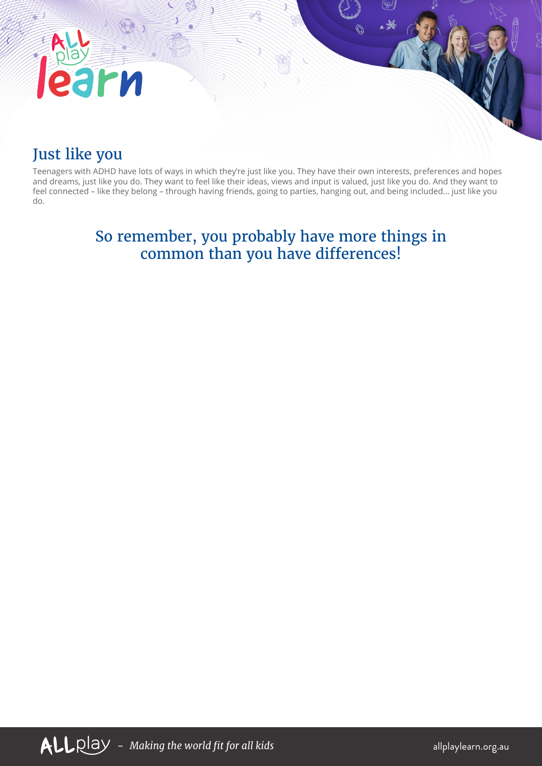## Just like you

Teenagers with ADHD have lots of ways in which they're just like you. They have their own interests, preferences and hopes and dreams, just like you do. They want to feel like their ideas, views and input is valued, just like you do. And they want to feel connected – like they belong – through having friends, going to parties, hanging out, and being included… just like you do.

### So remember, you probably have more things in common than you have differences!